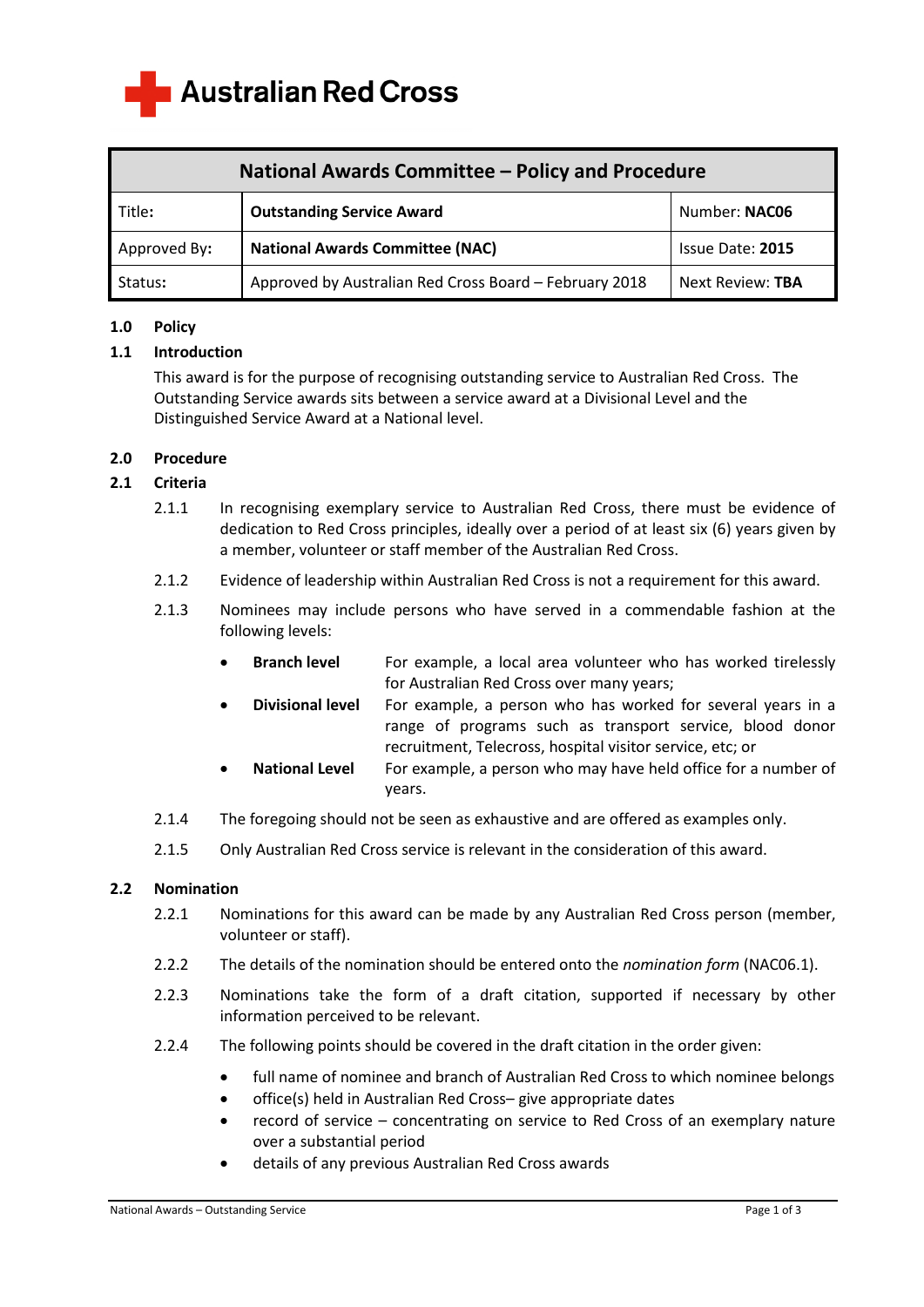Australian Red Cross

| National Awards Committee – Policy and Procedure | | |
|---|---|---|
| Title: | **Outstanding Service Award** | Number: **NAC06** |
| Approved By: | **National Awards Committee (NAC)** | Issue Date: **2015** |
| Status: | Approved by Australian Red Cross Board – February 2018 | Next Review: **TBA** |

## 1.0 Policy

### 1.1 Introduction

This award is for the purpose of recognising outstanding service to Australian Red Cross. The Outstanding Service awards sits between a service award at a Divisional Level and the Distinguished Service Award at a National level.

## 2.0 Procedure

### 2.1 Criteria

2.1.1 In recognising exemplary service to Australian Red Cross, there must be evidence of dedication to Red Cross principles, ideally over a period of at least six (6) years given by a member, volunteer or staff member of the Australian Red Cross.

2.1.2 Evidence of leadership within Australian Red Cross is not a requirement for this award.

2.1.3 Nominees may include persons who have served in a commendable fashion at the following levels:

- **Branch level** For example, a local area volunteer who has worked tirelessly for Australian Red Cross over many years;
- **Divisional level** For example, a person who has worked for several years in a range of programs such as transport service, blood donor recruitment, Telecross, hospital visitor service, etc; or
- **National Level** For example, a person who may have held office for a number of years.

2.1.4 The foregoing should not be seen as exhaustive and are offered as examples only.

2.1.5 Only Australian Red Cross service is relevant in the consideration of this award.

### 2.2 Nomination

2.2.1 Nominations for this award can be made by any Australian Red Cross person (member, volunteer or staff).

2.2.2 The details of the nomination should be entered onto the *nomination form* (NAC06.1).

2.2.3 Nominations take the form of a draft citation, supported if necessary by other information perceived to be relevant.

2.2.4 The following points should be covered in the draft citation in the order given:

- full name of nominee and branch of Australian Red Cross to which nominee belongs
- office(s) held in Australian Red Cross– give appropriate dates
- record of service – concentrating on service to Red Cross of an exemplary nature over a substantial period
- details of any previous Australian Red Cross awards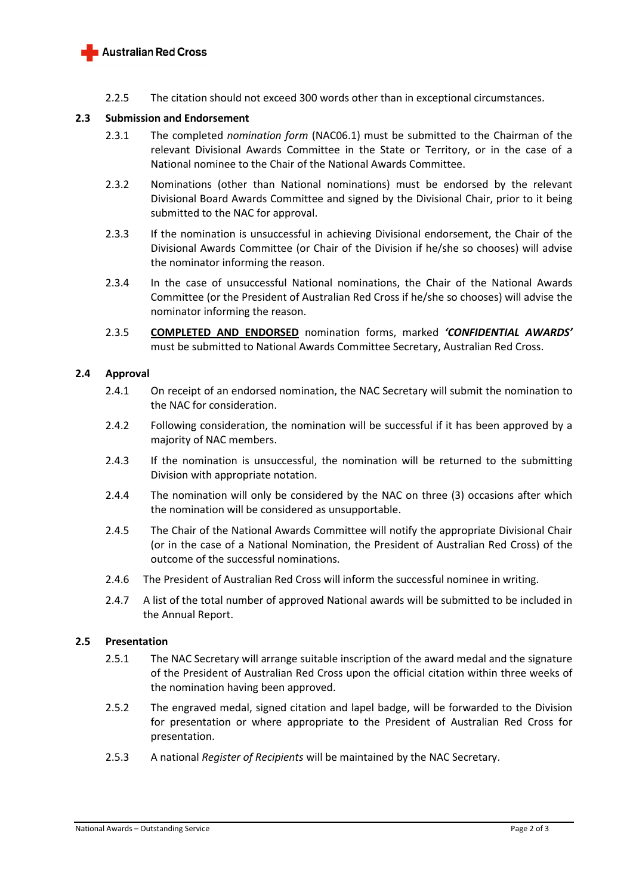2.2.5 The citation should not exceed 300 words other than in exceptional circumstances.

## 2.3 Submission and Endorsement

2.3.1 The completed *nomination form* (NAC06.1) must be submitted to the Chairman of the relevant Divisional Awards Committee in the State or Territory, or in the case of a National nominee to the Chair of the National Awards Committee.

2.3.2 Nominations (other than National nominations) must be endorsed by the relevant Divisional Board Awards Committee and signed by the Divisional Chair, prior to it being submitted to the NAC for approval.

2.3.3 If the nomination is unsuccessful in achieving Divisional endorsement, the Chair of the Divisional Awards Committee (or Chair of the Division if he/she so chooses) will advise the nominator informing the reason.

2.3.4 In the case of unsuccessful National nominations, the Chair of the National Awards Committee (or the President of Australian Red Cross if he/she so chooses) will advise the nominator informing the reason.

2.3.5 <u>**COMPLETED AND ENDORSED**</u> nomination forms, marked ***'CONFIDENTIAL AWARDS'*** must be submitted to National Awards Committee Secretary, Australian Red Cross.

## 2.4 Approval

2.4.1 On receipt of an endorsed nomination, the NAC Secretary will submit the nomination to the NAC for consideration.

2.4.2 Following consideration, the nomination will be successful if it has been approved by a majority of NAC members.

2.4.3 If the nomination is unsuccessful, the nomination will be returned to the submitting Division with appropriate notation.

2.4.4 The nomination will only be considered by the NAC on three (3) occasions after which the nomination will be considered as unsupportable.

2.4.5 The Chair of the National Awards Committee will notify the appropriate Divisional Chair (or in the case of a National Nomination, the President of Australian Red Cross) of the outcome of the successful nominations.

2.4.6 The President of Australian Red Cross will inform the successful nominee in writing.

2.4.7 A list of the total number of approved National awards will be submitted to be included in the Annual Report.

## 2.5 Presentation

2.5.1 The NAC Secretary will arrange suitable inscription of the award medal and the signature of the President of Australian Red Cross upon the official citation within three weeks of the nomination having been approved.

2.5.2 The engraved medal, signed citation and lapel badge, will be forwarded to the Division for presentation or where appropriate to the President of Australian Red Cross for presentation.

2.5.3 A national *Register of Recipients* will be maintained by the NAC Secretary.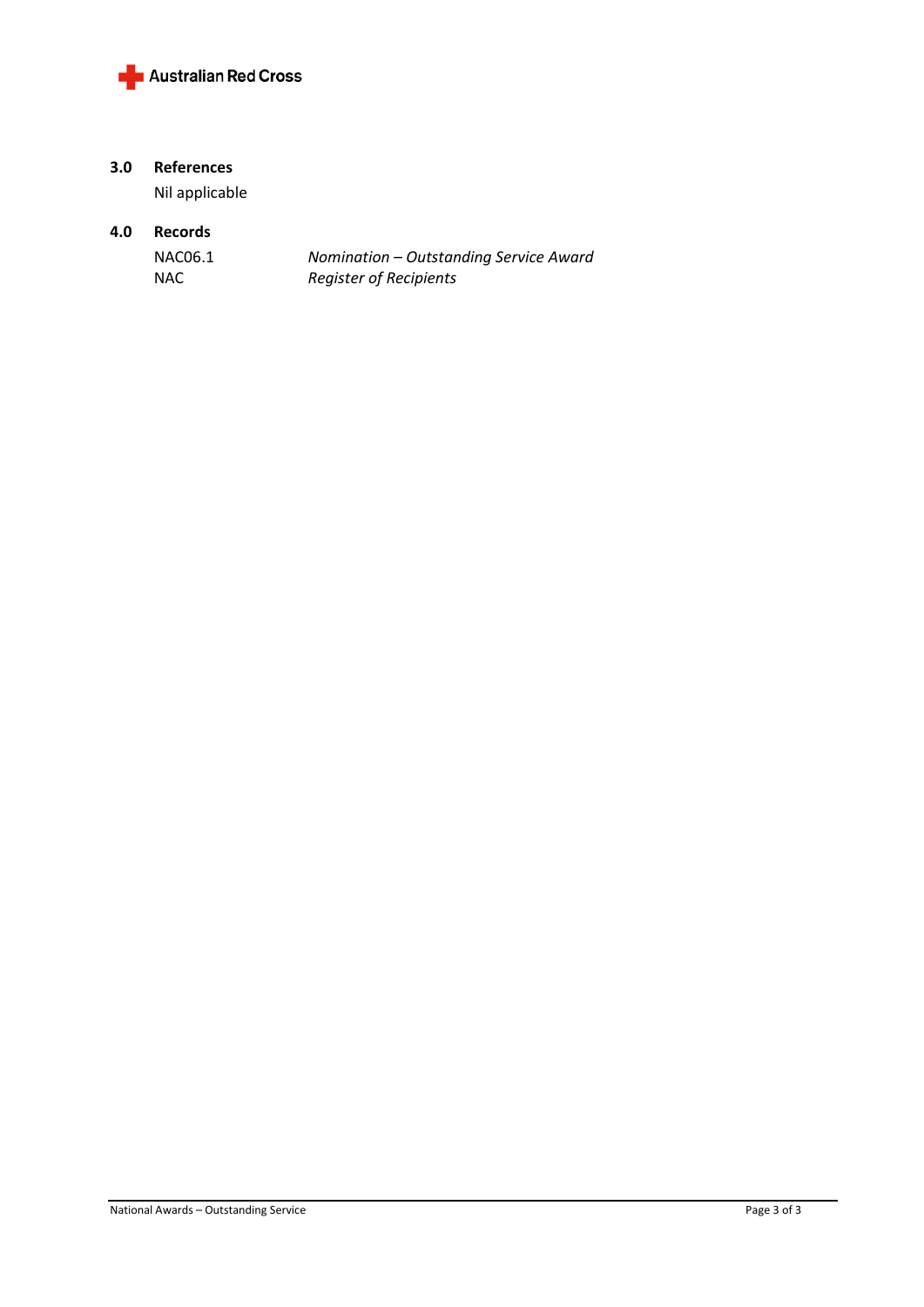## 3.0 References

Nil applicable

## 4.0 Records

| | |
|---|---|
| NAC06.1 | *Nomination – Outstanding Service Award* |
| NAC | *Register of Recipients* |